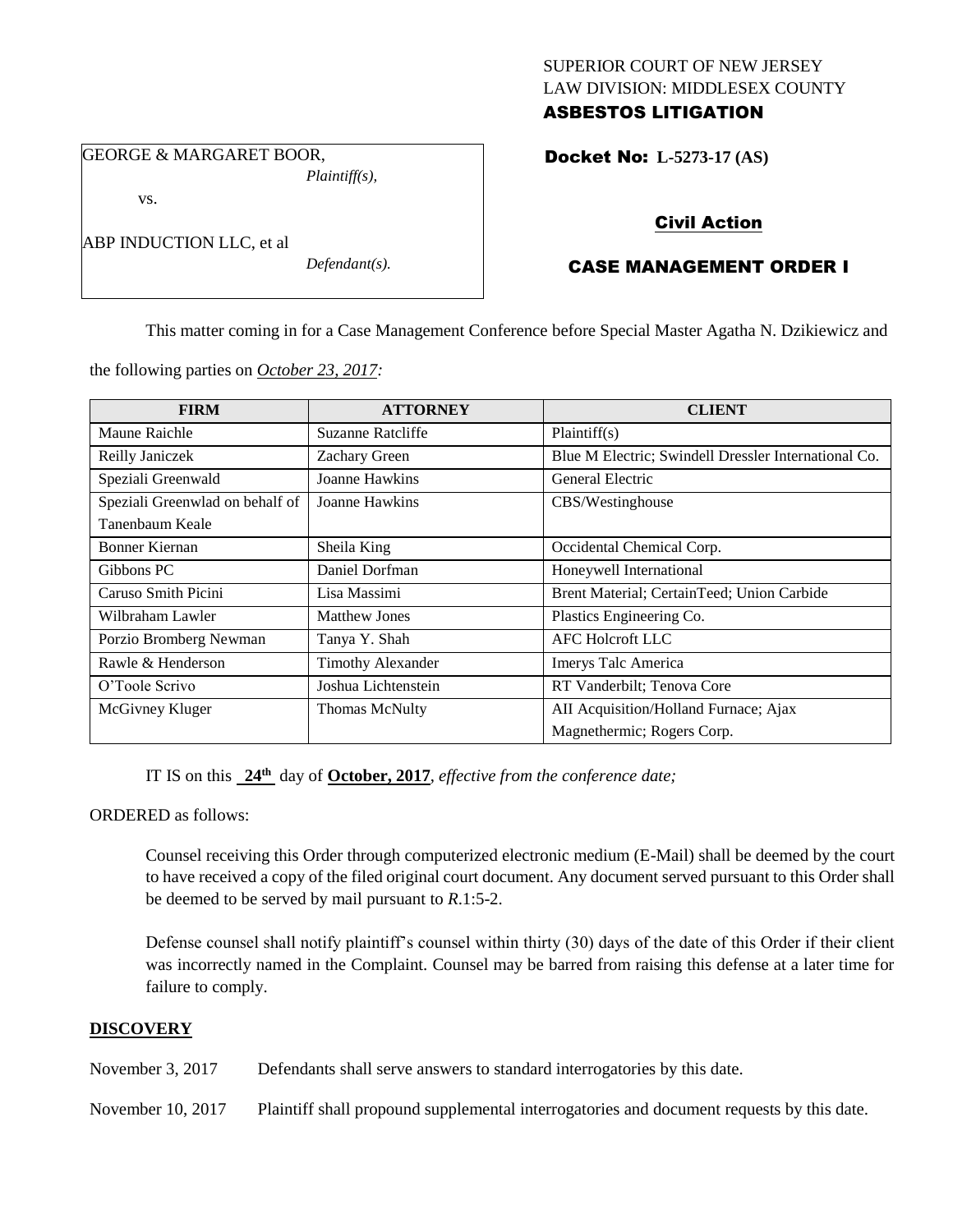SUPERIOR COURT OF NEW JERSEY
LAW DIVISION: MIDDLESEX COUNTY
**ASBESTOS LITIGATION**

GEORGE & MARGARET BOOR,
*Plaintiff(s),*

vs.

ABP INDUCTION LLC, et al
*Defendant(s).*

**Docket No: L-5273-17 (AS)**

**Civil Action**

**CASE MANAGEMENT ORDER I**

This matter coming in for a Case Management Conference before Special Master Agatha N. Dzikiewicz and the following parties on *October 23, 2017:*

| FIRM | ATTORNEY | CLIENT |
|---|---|---|
| Maune Raichle | Suzanne Ratcliffe | Plaintiff(s) |
| Reilly Janiczek | Zachary Green | Blue M Electric; Swindell Dressler International Co. |
| Speziali Greenwald | Joanne Hawkins | General Electric |
| Speziali Greenwlad on behalf of Tanenbaum Keale | Joanne Hawkins | CBS/Westinghouse |
| Bonner Kiernan | Sheila King | Occidental Chemical Corp. |
| Gibbons PC | Daniel Dorfman | Honeywell International |
| Caruso Smith Picini | Lisa Massimi | Brent Material; CertainTeed; Union Carbide |
| Wilbraham Lawler | Matthew Jones | Plastics Engineering Co. |
| Porzio Bromberg Newman | Tanya Y. Shah | AFC Holcroft LLC |
| Rawle & Henderson | Timothy Alexander | Imerys Talc America |
| O'Toole Scrivo | Joshua Lichtenstein | RT Vanderbilt; Tenova Core |
| McGivney Kluger | Thomas McNulty | AII Acquisition/Holland Furnace; Ajax Magnethermic; Rogers Corp. |

IT IS on this **24th** day of **October, 2017**, *effective from the conference date;*

ORDERED as follows:

Counsel receiving this Order through computerized electronic medium (E-Mail) shall be deemed by the court to have received a copy of the filed original court document. Any document served pursuant to this Order shall be deemed to be served by mail pursuant to *R*.1:5-2.

Defense counsel shall notify plaintiff's counsel within thirty (30) days of the date of this Order if their client was incorrectly named in the Complaint. Counsel may be barred from raising this defense at a later time for failure to comply.

**DISCOVERY**

November 3, 2017 Defendants shall serve answers to standard interrogatories by this date.

November 10, 2017 Plaintiff shall propound supplemental interrogatories and document requests by this date.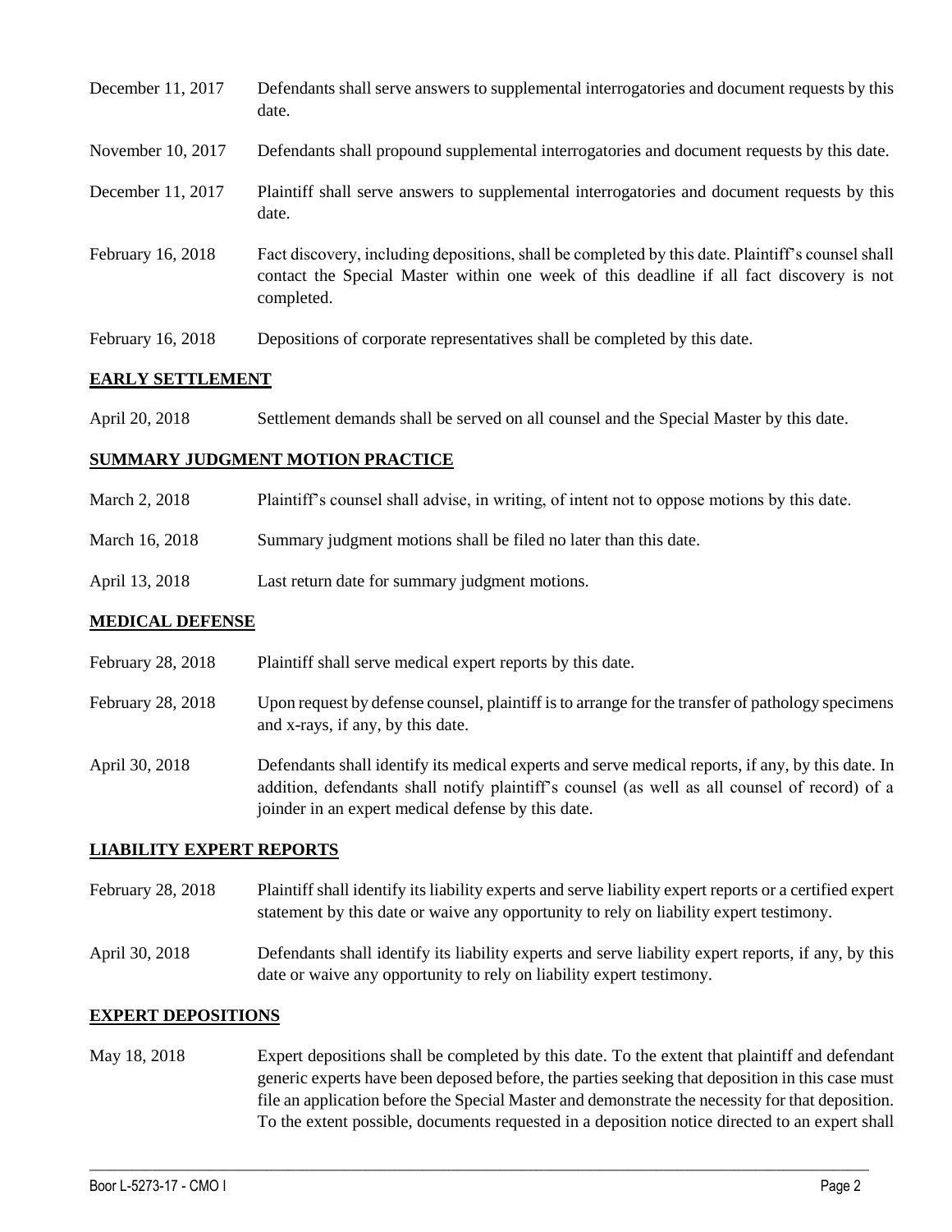| | |
|---|---|
| December 11, 2017 | Defendants shall serve answers to supplemental interrogatories and document requests by this date. |
| November 10, 2017 | Defendants shall propound supplemental interrogatories and document requests by this date. |
| December 11, 2017 | Plaintiff shall serve answers to supplemental interrogatories and document requests by this date. |
| February 16, 2018 | Fact discovery, including depositions, shall be completed by this date. Plaintiff's counsel shall contact the Special Master within one week of this deadline if all fact discovery is not completed. |
| February 16, 2018 | Depositions of corporate representatives shall be completed by this date. |

## EARLY SETTLEMENT

| | |
|---|---|
| April 20, 2018 | Settlement demands shall be served on all counsel and the Special Master by this date. |

## SUMMARY JUDGMENT MOTION PRACTICE

| | |
|---|---|
| March 2, 2018 | Plaintiff's counsel shall advise, in writing, of intent not to oppose motions by this date. |
| March 16, 2018 | Summary judgment motions shall be filed no later than this date. |
| April 13, 2018 | Last return date for summary judgment motions. |

## MEDICAL DEFENSE

| | |
|---|---|
| February 28, 2018 | Plaintiff shall serve medical expert reports by this date. |
| February 28, 2018 | Upon request by defense counsel, plaintiff is to arrange for the transfer of pathology specimens and x-rays, if any, by this date. |
| April 30, 2018 | Defendants shall identify its medical experts and serve medical reports, if any, by this date. In addition, defendants shall notify plaintiff's counsel (as well as all counsel of record) of a joinder in an expert medical defense by this date. |

## LIABILITY EXPERT REPORTS

| | |
|---|---|
| February 28, 2018 | Plaintiff shall identify its liability experts and serve liability expert reports or a certified expert statement by this date or waive any opportunity to rely on liability expert testimony. |
| April 30, 2018 | Defendants shall identify its liability experts and serve liability expert reports, if any, by this date or waive any opportunity to rely on liability expert testimony. |

## EXPERT DEPOSITIONS

| | |
|---|---|
| May 18, 2018 | Expert depositions shall be completed by this date. To the extent that plaintiff and defendant generic experts have been deposed before, the parties seeking that deposition in this case must file an application before the Special Master and demonstrate the necessity for that deposition. To the extent possible, documents requested in a deposition notice directed to an expert shall |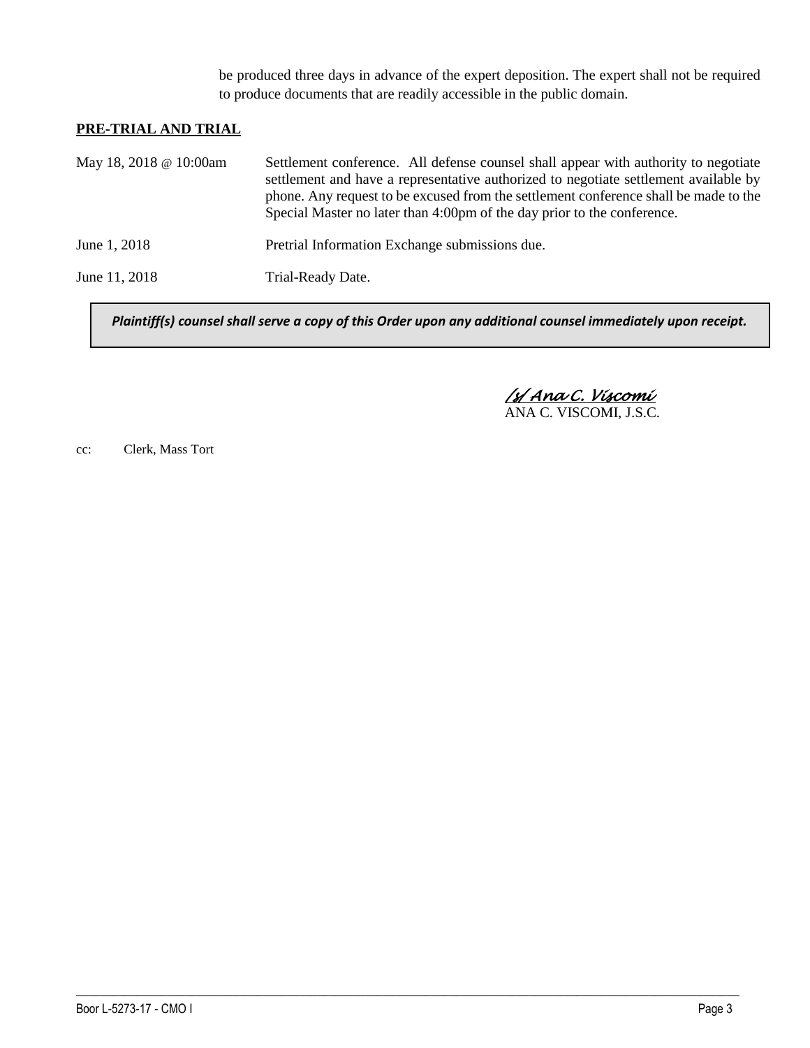be produced three days in advance of the expert deposition. The expert shall not be required to produce documents that are readily accessible in the public domain.

**PRE-TRIAL AND TRIAL**

| | |
|---|---|
| May 18, 2018 @ 10:00am | Settlement conference. All defense counsel shall appear with authority to negotiate settlement and have a representative authorized to negotiate settlement available by phone. Any request to be excused from the settlement conference shall be made to the Special Master no later than 4:00pm of the day prior to the conference. |
| June 1, 2018 | Pretrial Information Exchange submissions due. |
| June 11, 2018 | Trial-Ready Date. |

***Plaintiff(s) counsel shall serve a copy of this Order upon any additional counsel immediately upon receipt.***

/s/ Ana C. Viscomi
ANA C. VISCOMI, J.S.C.

cc: Clerk, Mass Tort